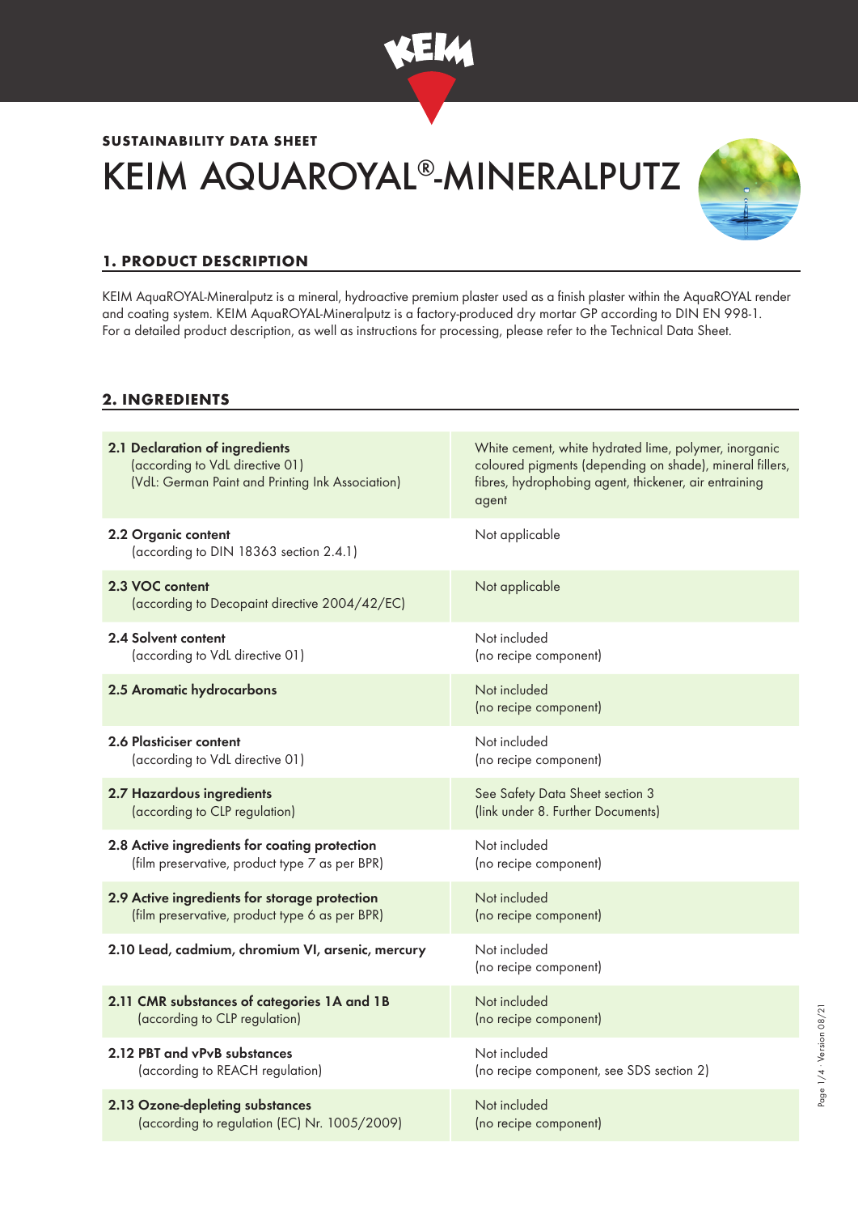**SUSTAINABILITY DATA SHEET**

# KEIM AQUAROYAL®-MINERALPUTZ

## 1. PRODUCT DESCRIPTION

KEIM AquaROYAL-Mineralputz is a mineral, hydroactive premium plaster used as a finish plaster within the AquaROYAL render and coating system. KEIM AquaROYAL-Mineralputz is a factory-produced dry mortar GP according to DIN EN 998-1. For a detailed product description, as well as instructions for processing, please refer to the Technical Data Sheet.

## 2. INGREDIENTS

| | |
|---|---|
| **2.1 Declaration of ingredients** (according to VdL directive 01) (VdL: German Paint and Printing Ink Association) | White cement, white hydrated lime, polymer, inorganic coloured pigments (depending on shade), mineral fillers, fibres, hydrophobing agent, thickener, air entraining agent |
| **2.2 Organic content** (according to DIN 18363 section 2.4.1) | Not applicable |
| **2.3 VOC content** (according to Decopaint directive 2004/42/EC) | Not applicable |
| **2.4 Solvent content** (according to VdL directive 01) | Not included (no recipe component) |
| **2.5 Aromatic hydrocarbons** | Not included (no recipe component) |
| **2.6 Plasticiser content** (according to VdL directive 01) | Not included (no recipe component) |
| **2.7 Hazardous ingredients** (according to CLP regulation) | See Safety Data Sheet section 3 (link under 8. Further Documents) |
| **2.8 Active ingredients for coating protection** (film preservative, product type 7 as per BPR) | Not included (no recipe component) |
| **2.9 Active ingredients for storage protection** (film preservative, product type 6 as per BPR) | Not included (no recipe component) |
| **2.10 Lead, cadmium, chromium VI, arsenic, mercury** | Not included (no recipe component) |
| **2.11 CMR substances of categories 1A and 1B** (according to CLP regulation) | Not included (no recipe component) |
| **2.12 PBT and vPvB substances** (according to REACH regulation) | Not included (no recipe component, see SDS section 2) |
| **2.13 Ozone-depleting substances** (according to regulation (EC) Nr. 1005/2009) | Not included (no recipe component) |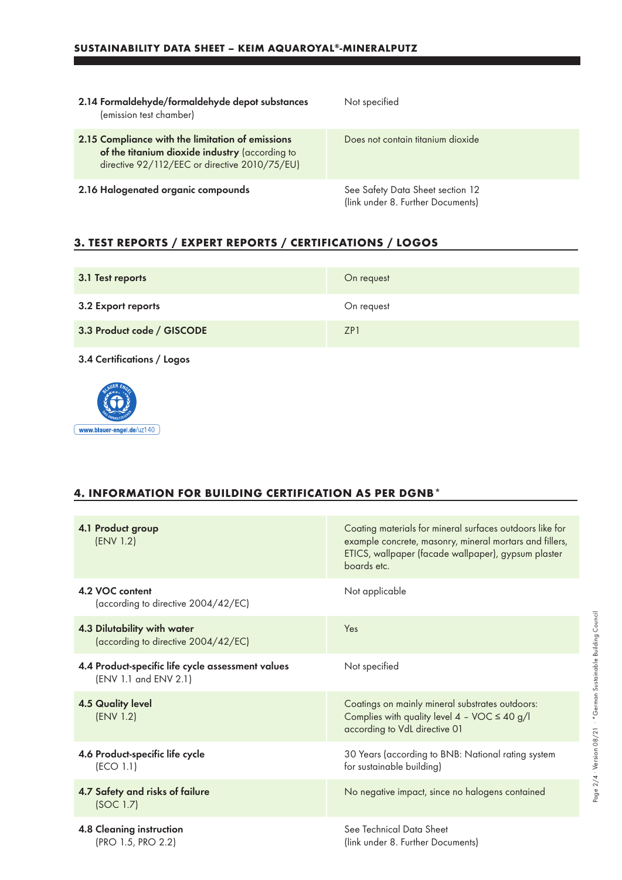| | |
|---|---|
| **2.14 Formaldehyde/formaldehyde depot substances** (emission test chamber) | Not specified |
| **2.15 Compliance with the limitation of emissions of the titanium dioxide industry** (according to directive 92/112/EEC or directive 2010/75/EU) | Does not contain titanium dioxide |
| **2.16 Halogenated organic compounds** | See Safety Data Sheet section 12 (link under 8. Further Documents) |

## 3. TEST REPORTS / EXPERT REPORTS / CERTIFICATIONS / LOGOS

| | |
|---|---|
| **3.1 Test reports** | On request |
| **3.2 Export reports** | On request |
| **3.3 Product code / GISCODE** | ZP1 |

**3.4 Certifications / Logos**

www.blauer-engel.de/uz140

## 4. INFORMATION FOR BUILDING CERTIFICATION AS PER DGNB*

| | |
|---|---|
| **4.1 Product group** (ENV 1.2) | Coating materials for mineral surfaces outdoors like for example concrete, masonry, mineral mortars and fillers, ETICS, wallpaper (facade wallpaper), gypsum plaster boards etc. |
| **4.2 VOC content** (according to directive 2004/42/EC) | Not applicable |
| **4.3 Dilutability with water** (according to directive 2004/42/EC) | Yes |
| **4.4 Product-specific life cycle assessment values** (ENV 1.1 and ENV 2.1) | Not specified |
| **4.5 Quality level** (ENV 1.2) | Coatings on mainly mineral substrates outdoors: Complies with quality level 4 – VOC ≤ 40 g/l according to VdL directive 01 |
| **4.6 Product-specific life cycle** (ECO 1.1) | 30 Years (according to BNB: National rating system for sustainable building) |
| **4.7 Safety and risks of failure** (SOC 1.7) | No negative impact, since no halogens contained |
| **4.8 Cleaning instruction** (PRO 1.5, PRO 2.2) | See Technical Data Sheet (link under 8. Further Documents) |

*German Sustainable Building Council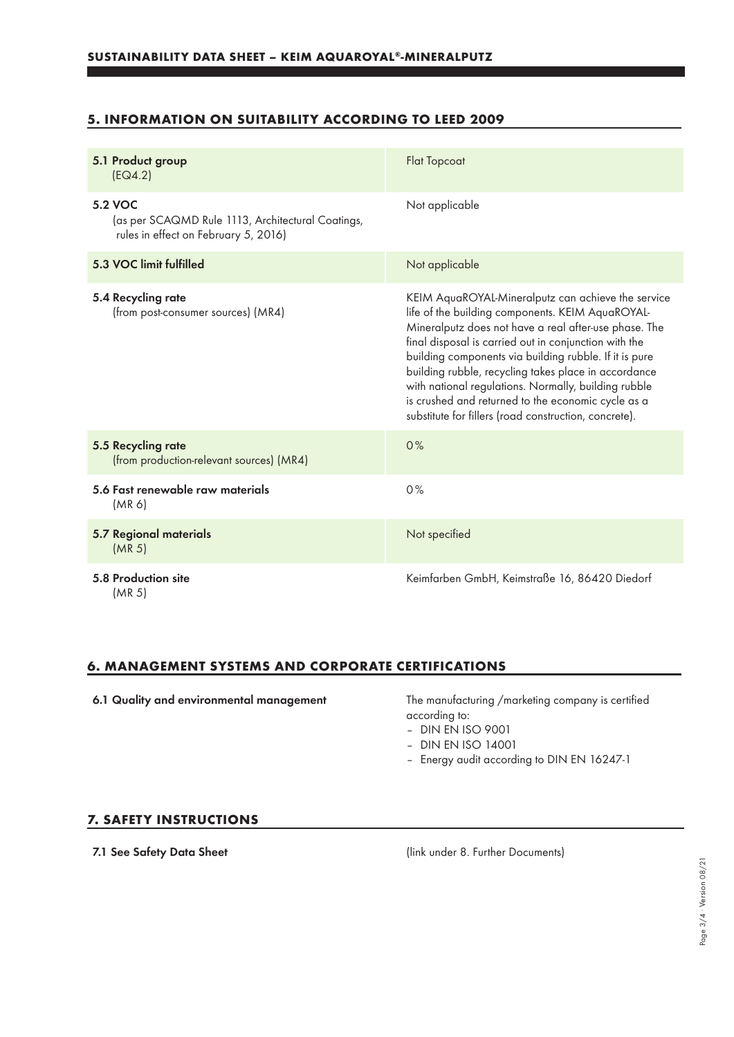## 5. INFORMATION ON SUITABILITY ACCORDING TO LEED 2009

| | |
|---|---|
| **5.1 Product group** (EQ4.2) | Flat Topcoat |
| **5.2 VOC** (as per SCAQMD Rule 1113, Architectural Coatings, rules in effect on February 5, 2016) | Not applicable |
| **5.3 VOC limit fulfilled** | Not applicable |
| **5.4 Recycling rate** (from post-consumer sources) (MR4) | KEIM AquaROYAL-Mineralputz can achieve the service life of the building components. KEIM AquaROYAL-Mineralputz does not have a real after-use phase. The final disposal is carried out in conjunction with the building components via building rubble. If it is pure building rubble, recycling takes place in accordance with national regulations. Normally, building rubble is crushed and returned to the economic cycle as a substitute for fillers (road construction, concrete). |
| **5.5 Recycling rate** (from production-relevant sources) (MR4) | 0% |
| **5.6 Fast renewable raw materials** (MR 6) | 0% |
| **5.7 Regional materials** (MR 5) | Not specified |
| **5.8 Production site** (MR 5) | Keimfarben GmbH, Keimstraße 16, 86420 Diedorf |

## 6. MANAGEMENT SYSTEMS AND CORPORATE CERTIFICATIONS

**6.1 Quality and environmental management**

The manufacturing /marketing company is certified according to:

- DIN EN ISO 9001
- DIN EN ISO 14001
- Energy audit according to DIN EN 16247-1

## 7. SAFETY INSTRUCTIONS

**7.1 See Safety Data Sheet**

(link under 8. Further Documents)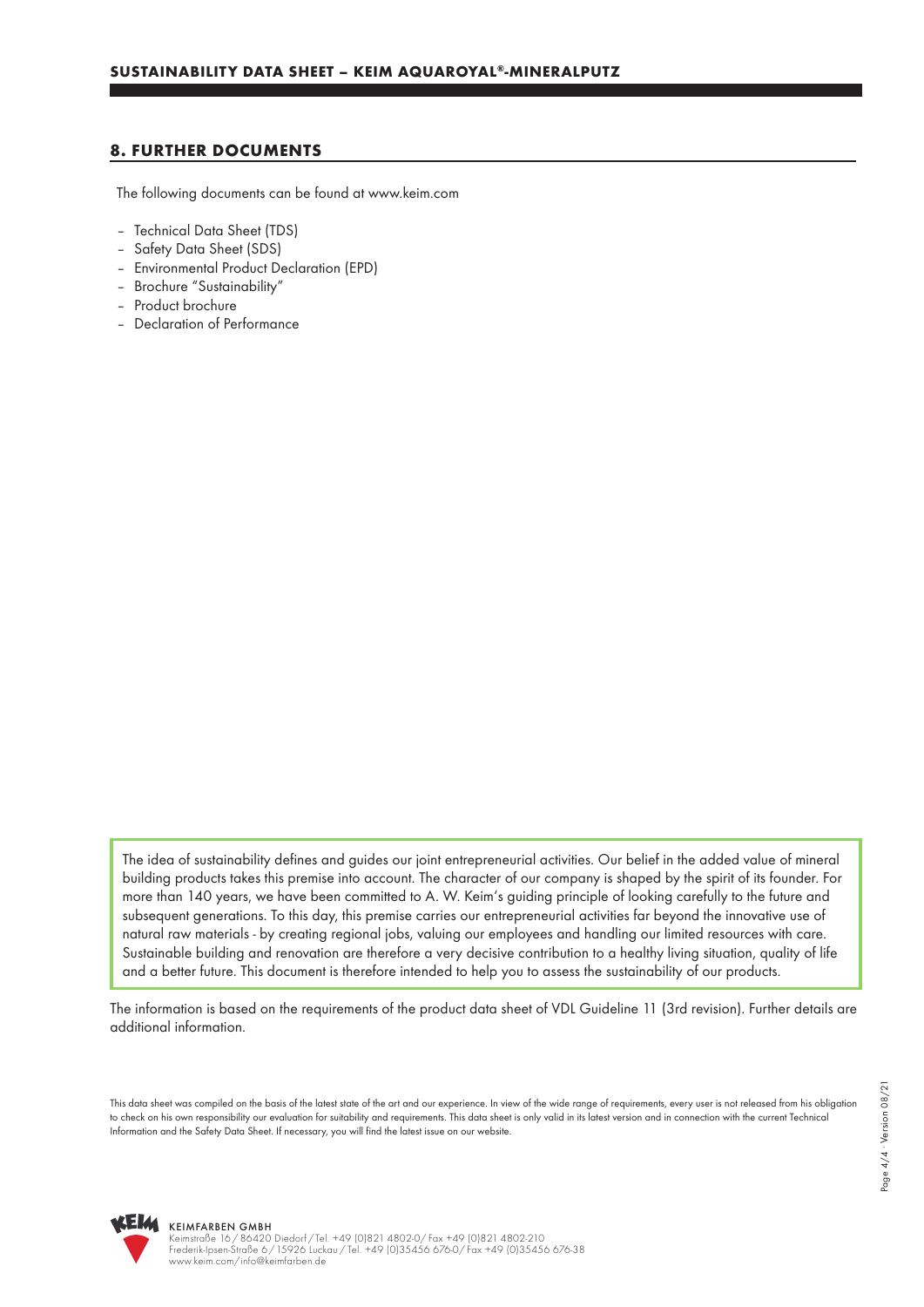## 8. FURTHER DOCUMENTS

The following documents can be found at www.keim.com

- Technical Data Sheet (TDS)
- Safety Data Sheet (SDS)
- Environmental Product Declaration (EPD)
- Brochure "Sustainability"
- Product brochure
- Declaration of Performance

The idea of sustainability defines and guides our joint entrepreneurial activities. Our belief in the added value of mineral building products takes this premise into account. The character of our company is shaped by the spirit of its founder. For more than 140 years, we have been committed to A. W. Keim's guiding principle of looking carefully to the future and subsequent generations. To this day, this premise carries our entrepreneurial activities far beyond the innovative use of natural raw materials - by creating regional jobs, valuing our employees and handling our limited resources with care. Sustainable building and renovation are therefore a very decisive contribution to a healthy living situation, quality of life and a better future. This document is therefore intended to help you to assess the sustainability of our products.

The information is based on the requirements of the product data sheet of VDL Guideline 11 (3rd revision). Further details are additional information.

This data sheet was compiled on the basis of the latest state of the art and our experience. In view of the wide range of requirements, every user is not released from his obligation to check on his own responsibility our evaluation for suitability and requirements. This data sheet is only valid in its latest version and in connection with the current Technical Information and the Safety Data Sheet. If necessary, you will find the latest issue on our website.

KEIMFARBEN GMBH
Keimstraße 16 / 86420 Diedorf / Tel. +49 (0)821 4802-0 / Fax +49 (0)821 4802-210
Frederik-Ipsen-Straße 6 / 15926 Luckau / Tel. +49 (0)35456 676-0 / Fax +49 (0)35456 676-38
www.keim.com / info@keimfarben.de